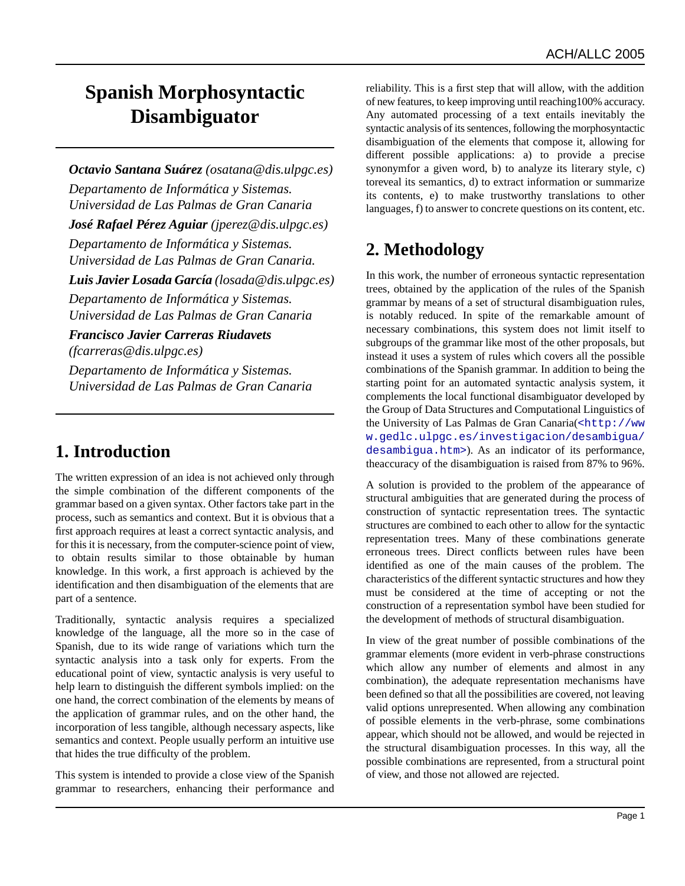# Spanish Morphosyntactic Disambiguator

***Octavio Santana Suárez*** *(osatana@dis.ulpgc.es)*

*Departamento de Informática y Sistemas. Universidad de Las Palmas de Gran Canaria*

***José Rafael Pérez Aguiar*** *(jperez@dis.ulpgc.es)*

*Departamento de Informática y Sistemas. Universidad de Las Palmas de Gran Canaria.*

***Luis Javier Losada García*** *(losada@dis.ulpgc.es)*

*Departamento de Informática y Sistemas. Universidad de Las Palmas de Gran Canaria*

***Francisco Javier Carreras Riudavets*** *(fcarreras@dis.ulpgc.es)*

*Departamento de Informática y Sistemas. Universidad de Las Palmas de Gran Canaria*

## 1. Introduction

The written expression of an idea is not achieved only through the simple combination of the different components of the grammar based on a given syntax. Other factors take part in the process, such as semantics and context. But it is obvious that a first approach requires at least a correct syntactic analysis, and for this it is necessary, from the computer-science point of view, to obtain results similar to those obtainable by human knowledge. In this work, a first approach is achieved by the identification and then disambiguation of the elements that are part of a sentence.

Traditionally, syntactic analysis requires a specialized knowledge of the language, all the more so in the case of Spanish, due to its wide range of variations which turn the syntactic analysis into a task only for experts. From the educational point of view, syntactic analysis is very useful to help learn to distinguish the different symbols implied: on the one hand, the correct combination of the elements by means of the application of grammar rules, and on the other hand, the incorporation of less tangible, although necessary aspects, like semantics and context. People usually perform an intuitive use that hides the true difficulty of the problem.

This system is intended to provide a close view of the Spanish grammar to researchers, enhancing their performance and reliability. This is a first step that will allow, with the addition of new features, to keep improving until reaching100% accuracy. Any automated processing of a text entails inevitably the syntactic analysis of its sentences, following the morphosyntactic disambiguation of the elements that compose it, allowing for different possible applications: a) to provide a precise synonymfor a given word, b) to analyze its literary style, c) toreveal its semantics, d) to extract information or summarize its contents, e) to make trustworthy translations to other languages, f) to answer to concrete questions on its content, etc.

## 2. Methodology

In this work, the number of erroneous syntactic representation trees, obtained by the application of the rules of the Spanish grammar by means of a set of structural disambiguation rules, is notably reduced. In spite of the remarkable amount of necessary combinations, this system does not limit itself to subgroups of the grammar like most of the other proposals, but instead it uses a system of rules which covers all the possible combinations of the Spanish grammar. In addition to being the starting point for an automated syntactic analysis system, it complements the local functional disambiguator developed by the Group of Data Structures and Computational Linguistics of the University of Las Palmas de Gran Canaria(<http://www.gedlc.ulpgc.es/investigacion/desambigua/desambigua.htm>). As an indicator of its performance, theaccuracy of the disambiguation is raised from 87% to 96%.

A solution is provided to the problem of the appearance of structural ambiguities that are generated during the process of construction of syntactic representation trees. The syntactic structures are combined to each other to allow for the syntactic representation trees. Many of these combinations generate erroneous trees. Direct conflicts between rules have been identified as one of the main causes of the problem. The characteristics of the different syntactic structures and how they must be considered at the time of accepting or not the construction of a representation symbol have been studied for the development of methods of structural disambiguation.

In view of the great number of possible combinations of the grammar elements (more evident in verb-phrase constructions which allow any number of elements and almost in any combination), the adequate representation mechanisms have been defined so that all the possibilities are covered, not leaving valid options unrepresented. When allowing any combination of possible elements in the verb-phrase, some combinations appear, which should not be allowed, and would be rejected in the structural disambiguation processes. In this way, all the possible combinations are represented, from a structural point of view, and those not allowed are rejected.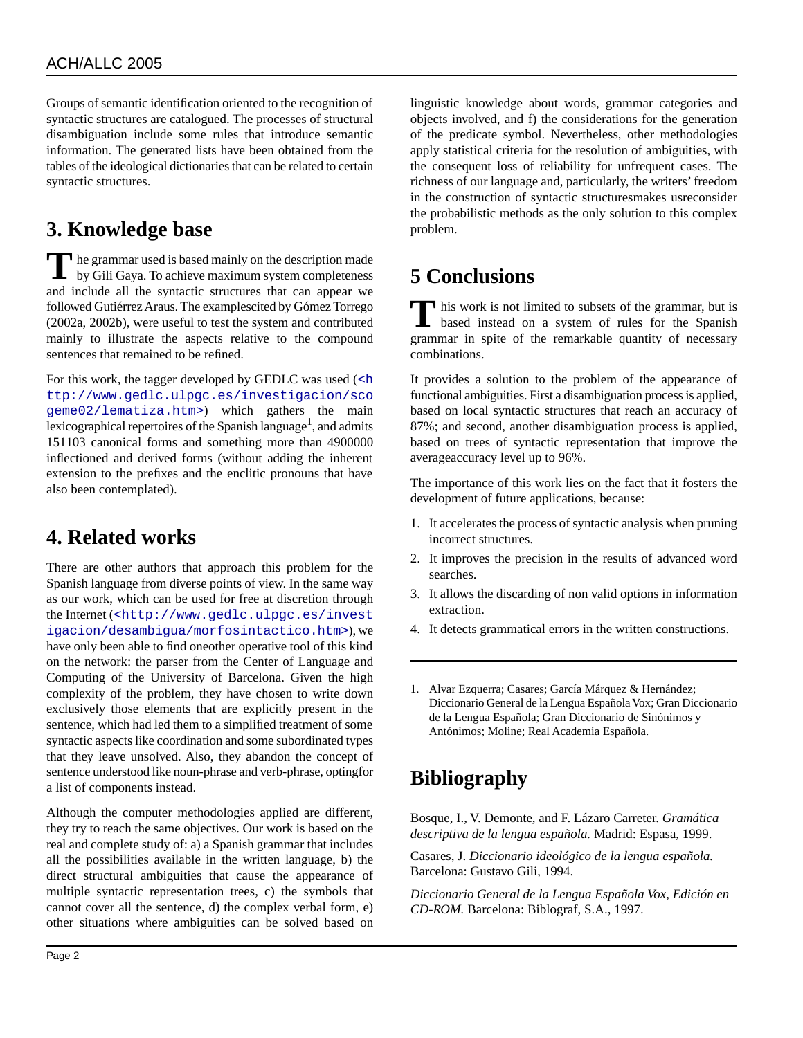Groups of semantic identification oriented to the recognition of syntactic structures are catalogued. The processes of structural disambiguation include some rules that introduce semantic information. The generated lists have been obtained from the tables of the ideological dictionaries that can be related to certain syntactic structures.

## 3. Knowledge base

The grammar used is based mainly on the description made by Gili Gaya. To achieve maximum system completeness and include all the syntactic structures that can appear we followed Gutiérrez Araus. The examplescited by Gómez Torrego (2002a, 2002b), were useful to test the system and contributed mainly to illustrate the aspects relative to the compound sentences that remained to be refined.

For this work, the tagger developed by GEDLC was used (<http://www.gedlc.ulpgc.es/investigacion/scogeme02/lematiza.htm>) which gathers the main lexicographical repertoires of the Spanish language[1], and admits 151103 canonical forms and something more than 4900000 inflectioned and derived forms (without adding the inherent extension to the prefixes and the enclitic pronouns that have also been contemplated).

## 4. Related works

There are other authors that approach this problem for the Spanish language from diverse points of view. In the same way as our work, which can be used for free at discretion through the Internet (<http://www.gedlc.ulpgc.es/investigacion/desambigua/morfosintactico.htm>), we have only been able to find oneother operative tool of this kind on the network: the parser from the Center of Language and Computing of the University of Barcelona. Given the high complexity of the problem, they have chosen to write down exclusively those elements that are explicitly present in the sentence, which had led them to a simplified treatment of some syntactic aspects like coordination and some subordinated types that they leave unsolved. Also, they abandon the concept of sentence understood like noun-phrase and verb-phrase, optingfor a list of components instead.

Although the computer methodologies applied are different, they try to reach the same objectives. Our work is based on the real and complete study of: a) a Spanish grammar that includes all the possibilities available in the written language, b) the direct structural ambiguities that cause the appearance of multiple syntactic representation trees, c) the symbols that cannot cover all the sentence, d) the complex verbal form, e) other situations where ambiguities can be solved based on linguistic knowledge about words, grammar categories and objects involved, and f) the considerations for the generation of the predicate symbol. Nevertheless, other methodologies apply statistical criteria for the resolution of ambiguities, with the consequent loss of reliability for unfrequent cases. The richness of our language and, particularly, the writers' freedom in the construction of syntactic structuresmakes usreconsider the probabilistic methods as the only solution to this complex problem.

## 5 Conclusions

This work is not limited to subsets of the grammar, but is based instead on a system of rules for the Spanish grammar in spite of the remarkable quantity of necessary combinations.

It provides a solution to the problem of the appearance of functional ambiguities. First a disambiguation process is applied, based on local syntactic structures that reach an accuracy of 87%; and second, another disambiguation process is applied, based on trees of syntactic representation that improve the averageaccuracy level up to 96%.

The importance of this work lies on the fact that it fosters the development of future applications, because:

1. It accelerates the process of syntactic analysis when pruning incorrect structures.
2. It improves the precision in the results of advanced word searches.
3. It allows the discarding of non valid options in information extraction.
4. It detects grammatical errors in the written constructions.

---

1. Alvar Ezquerra; Casares; García Márquez & Hernández; Diccionario General de la Lengua Española Vox; Gran Diccionario de la Lengua Española; Gran Diccionario de Sinónimos y Antónimos; Moline; Real Academia Española.

## Bibliography

Bosque, I., V. Demonte, and F. Lázaro Carreter. *Gramática descriptiva de la lengua española.* Madrid: Espasa, 1999.

Casares, J. *Diccionario ideológico de la lengua española.* Barcelona: Gustavo Gili, 1994.

*Diccionario General de la Lengua Española Vox, Edición en CD-ROM.* Barcelona: Biblograf, S.A., 1997.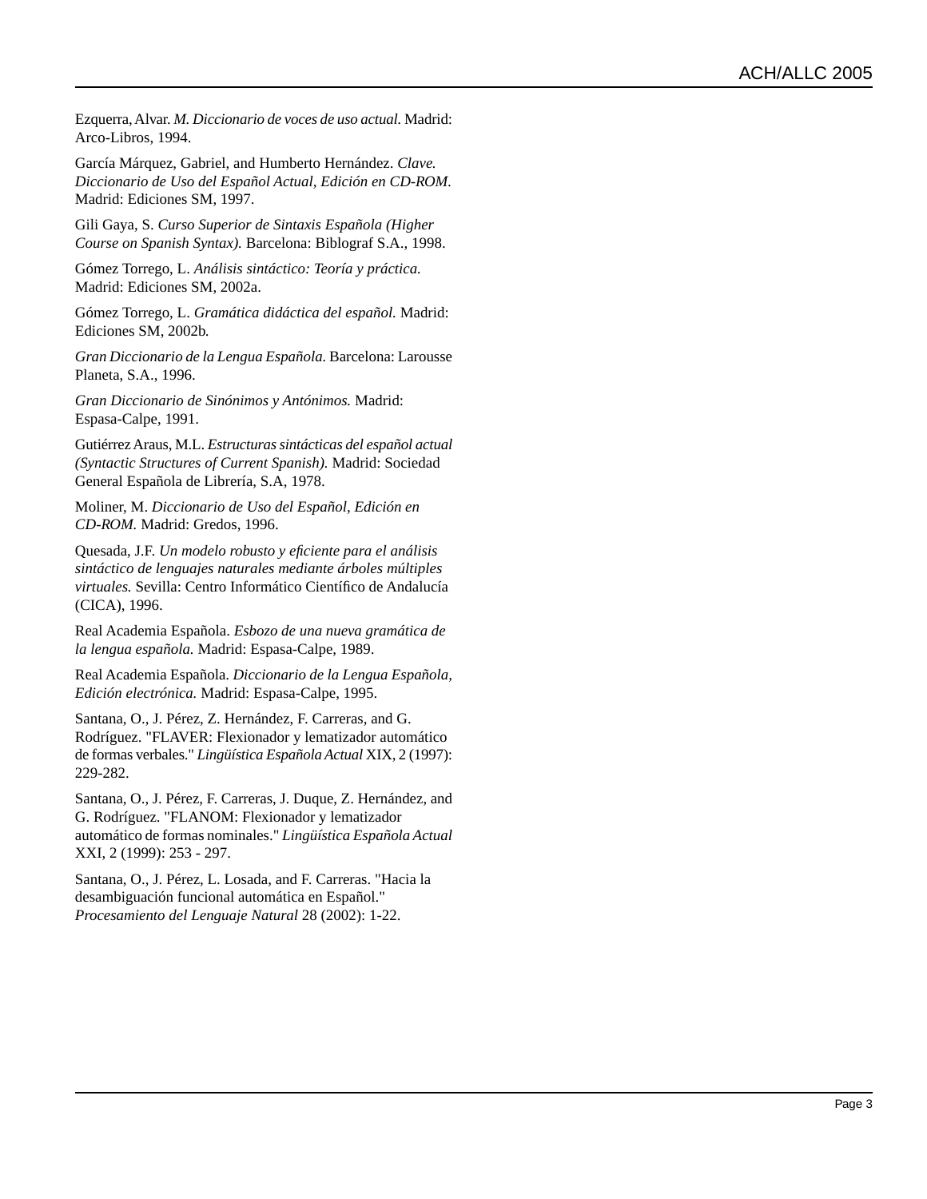Ezquerra, Alvar. *M. Diccionario de voces de uso actual*. Madrid: Arco-Libros, 1994.

García Márquez, Gabriel, and Humberto Hernández. *Clave. Diccionario de Uso del Español Actual, Edición en CD-ROM*. Madrid: Ediciones SM, 1997.

Gili Gaya, S. *Curso Superior de Sintaxis Española (Higher Course on Spanish Syntax).* Barcelona: Biblograf S.A., 1998.

Gómez Torrego, L. *Análisis sintáctico: Teoría y práctica.* Madrid: Ediciones SM, 2002a.

Gómez Torrego, L. *Gramática didáctica del español.* Madrid: Ediciones SM, 2002b*.*

*Gran Diccionario de la Lengua Española*. Barcelona: Larousse Planeta, S.A., 1996.

*Gran Diccionario de Sinónimos y Antónimos.* Madrid: Espasa-Calpe, 1991.

Gutiérrez Araus, M.L. *Estructuras sintácticas del español actual (Syntactic Structures of Current Spanish).* Madrid: Sociedad General Española de Librería, S.A, 1978.

Moliner, M. *Diccionario de Uso del Español, Edición en CD-ROM.* Madrid: Gredos, 1996.

Quesada, J.F. *Un modelo robusto y eficiente para el análisis sintáctico de lenguajes naturales mediante árboles múltiples virtuales.* Sevilla: Centro Informático Científico de Andalucía (CICA), 1996.

Real Academia Española. *Esbozo de una nueva gramática de la lengua española.* Madrid: Espasa-Calpe, 1989.

Real Academia Española. *Diccionario de la Lengua Española, Edición electrónica.* Madrid: Espasa-Calpe, 1995.

Santana, O., J. Pérez, Z. Hernández, F. Carreras, and G. Rodríguez. "FLAVER: Flexionador y lematizador automático de formas verbales." *Lingüística Española Actual* XIX, 2 (1997): 229-282.

Santana, O., J. Pérez, F. Carreras, J. Duque, Z. Hernández, and G. Rodríguez. "FLANOM: Flexionador y lematizador automático de formas nominales." *Lingüística Española Actual* XXI, 2 (1999): 253 - 297.

Santana, O., J. Pérez, L. Losada, and F. Carreras. "Hacia la desambiguación funcional automática en Español." *Procesamiento del Lenguaje Natural* 28 (2002): 1-22.